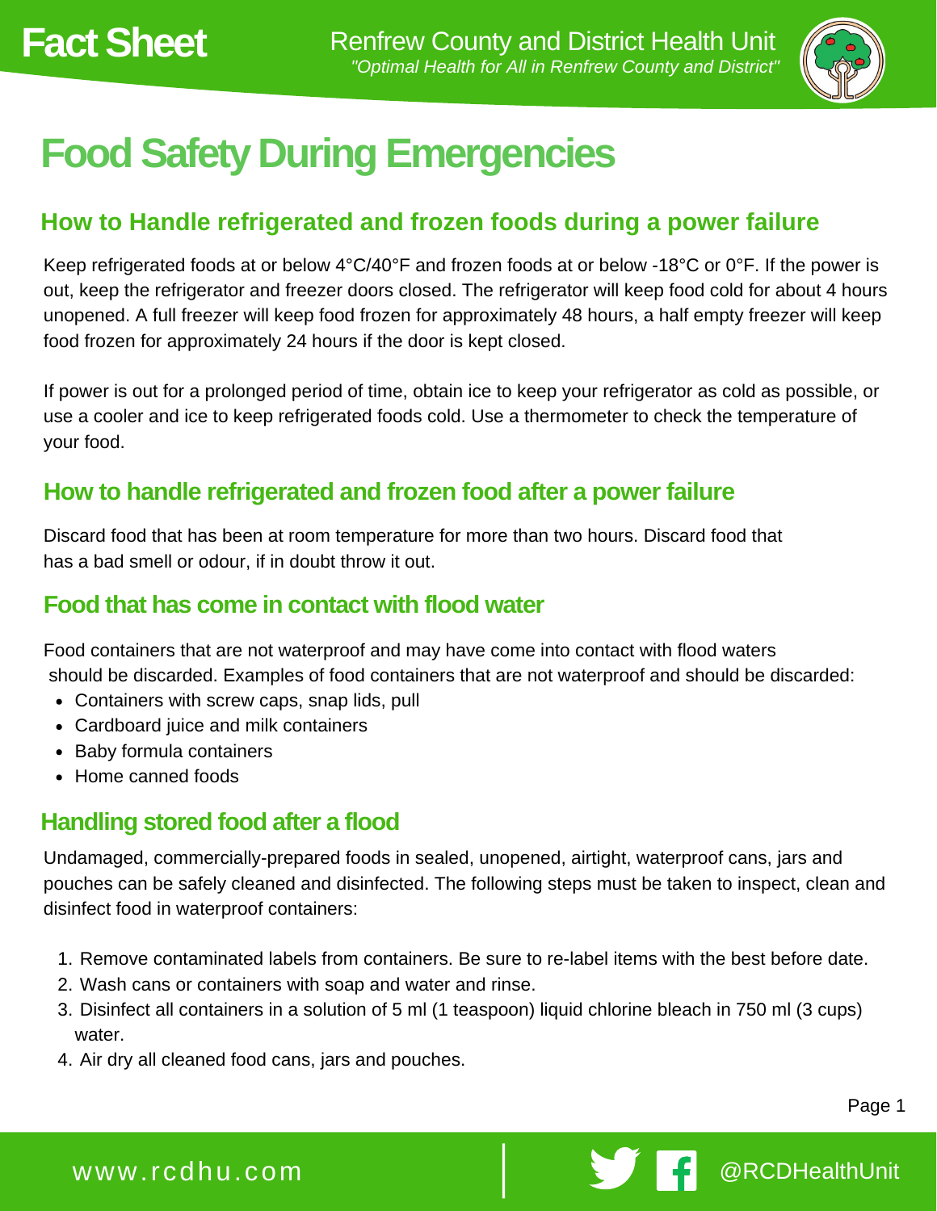Fact Sheet

Renfrew County and District Health Unit
*"Optimal Health for All in Renfrew County and District"*

# Food Safety During Emergencies

## How to Handle refrigerated and frozen foods during a power failure

Keep refrigerated foods at or below 4°C/40°F and frozen foods at or below -18°C or 0°F. If the power is out, keep the refrigerator and freezer doors closed. The refrigerator will keep food cold for about 4 hours unopened. A full freezer will keep food frozen for approximately 48 hours, a half empty freezer will keep food frozen for approximately 24 hours if the door is kept closed.

If power is out for a prolonged period of time, obtain ice to keep your refrigerator as cold as possible, or use a cooler and ice to keep refrigerated foods cold. Use a thermometer to check the temperature of your food.

## How to handle refrigerated and frozen food after a power failure

Discard food that has been at room temperature for more than two hours. Discard food that has a bad smell or odour, if in doubt throw it out.

## Food that has come in contact with flood water

Food containers that are not waterproof and may have come into contact with flood waters should be discarded. Examples of food containers that are not waterproof and should be discarded:

- Containers with screw caps, snap lids, pull
- Cardboard juice and milk containers
- Baby formula containers
- Home canned foods

## Handling stored food after a flood

Undamaged, commercially-prepared foods in sealed, unopened, airtight, waterproof cans, jars and pouches can be safely cleaned and disinfected. The following steps must be taken to inspect, clean and disinfect food in waterproof containers:

1. Remove contaminated labels from containers. Be sure to re-label items with the best before date.
2. Wash cans or containers with soap and water and rinse.
3. Disinfect all containers in a solution of 5 ml (1 teaspoon) liquid chlorine bleach in 750 ml (3 cups) water.
4. Air dry all cleaned food cans, jars and pouches.

www.rcdhu.com | @RCDHealthUnit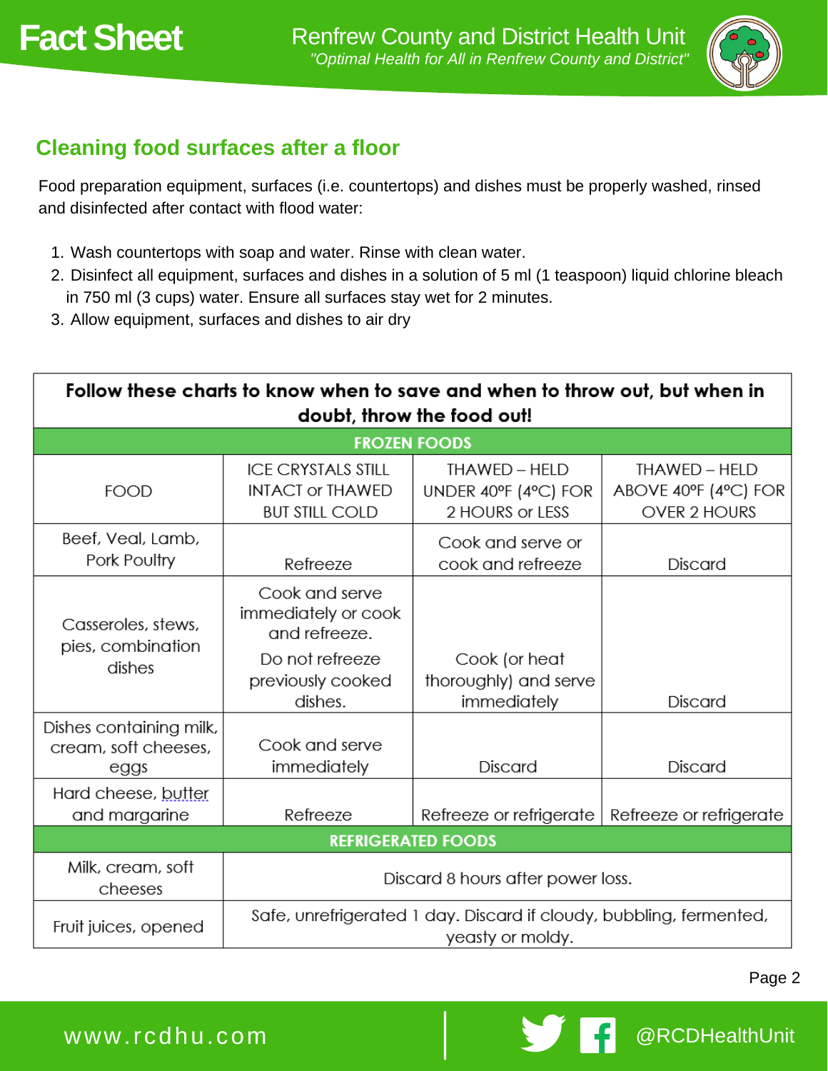## Cleaning food surfaces after a floor

Food preparation equipment, surfaces (i.e. countertops) and dishes must be properly washed, rinsed and disinfected after contact with flood water:

1. Wash countertops with soap and water. Rinse with clean water.
2. Disinfect all equipment, surfaces and dishes in a solution of 5 ml (1 teaspoon) liquid chlorine bleach in 750 ml (3 cups) water. Ensure all surfaces stay wet for 2 minutes.
3. Allow equipment, surfaces and dishes to air dry

**Follow these charts to know when to save and when to throw out, but when in doubt, throw the food out!**

| FROZEN FOODS | | | |
|---|---|---|---|
| FOOD | ICE CRYSTALS STILL INTACT or THAWED BUT STILL COLD | THAWED – HELD UNDER 40ºF (4ºC) FOR 2 HOURS or LESS | THAWED – HELD ABOVE 40ºF (4ºC) FOR OVER 2 HOURS |
| Beef, Veal, Lamb, Pork Poultry | Refreeze | Cook and serve or cook and refreeze | Discard |
| Casseroles, stews, pies, combination dishes | Cook and serve immediately or cook and refreeze. Do not refreeze previously cooked dishes. | Cook (or heat thoroughly) and serve immediately | Discard |
| Dishes containing milk, cream, soft cheeses, eggs | Cook and serve immediately | Discard | Discard |
| Hard cheese, butter and margarine | Refreeze | Refreeze or refrigerate | Refreeze or refrigerate |
| **REFRIGERATED FOODS** | | | |
| Milk, cream, soft cheeses | Discard 8 hours after power loss. | | |
| Fruit juices, opened | Safe, unrefrigerated 1 day. Discard if cloudy, bubbling, fermented, yeasty or moldy. | | |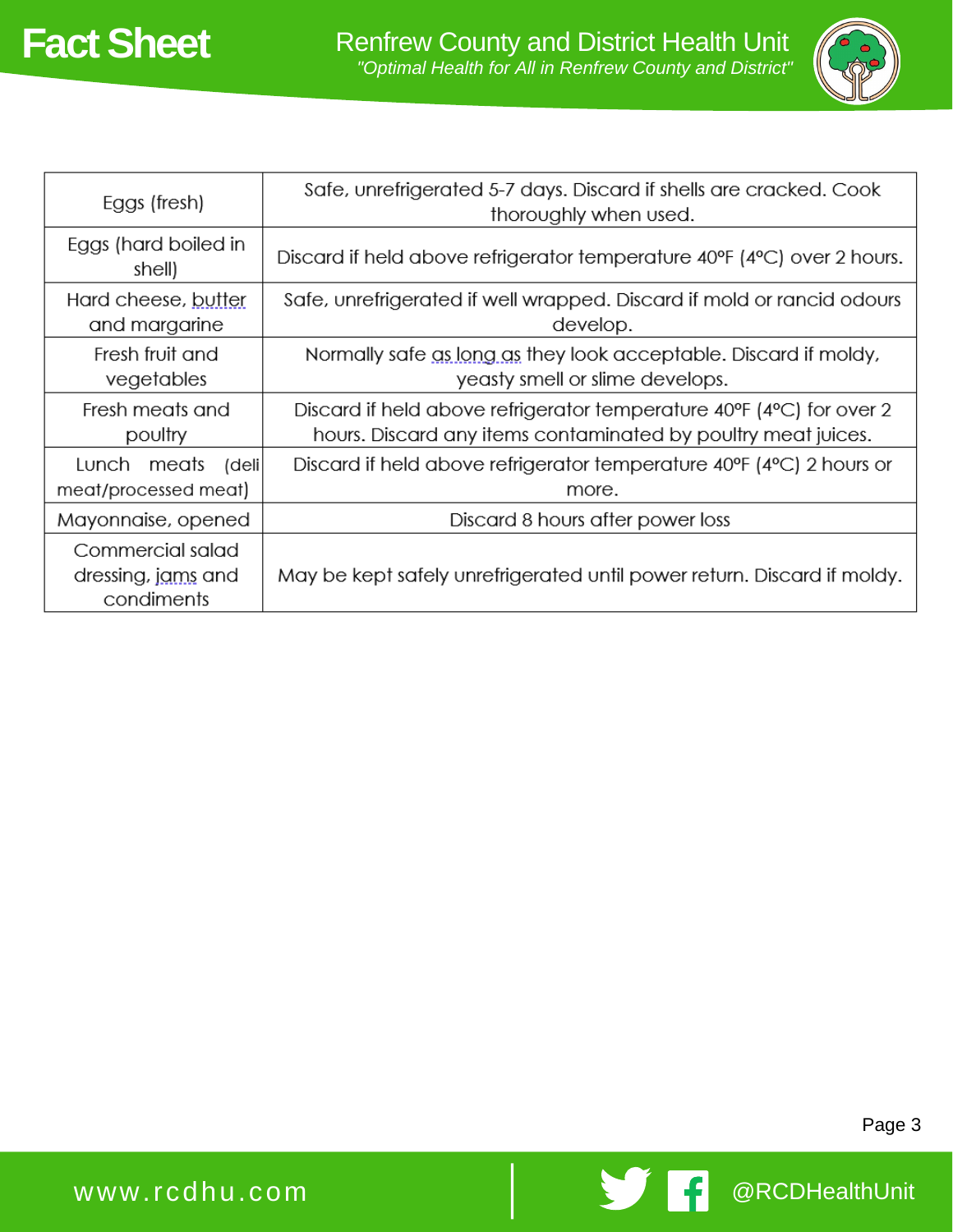| | |
|---|---|
| Eggs (fresh) | Safe, unrefrigerated 5-7 days. Discard if shells are cracked. Cook thoroughly when used. |
| Eggs (hard boiled in shell) | Discard if held above refrigerator temperature 40ºF (4ºC) over 2 hours. |
| Hard cheese, butter and margarine | Safe, unrefrigerated if well wrapped. Discard if mold or rancid odours develop. |
| Fresh fruit and vegetables | Normally safe as long as they look acceptable. Discard if moldy, yeasty smell or slime develops. |
| Fresh meats and poultry | Discard if held above refrigerator temperature 40ºF (4ºC) for over 2 hours. Discard any items contaminated by poultry meat juices. |
| Lunch meats (deli meat/processed meat) | Discard if held above refrigerator temperature 40ºF (4ºC) 2 hours or more. |
| Mayonnaise, opened | Discard 8 hours after power loss |
| Commercial salad dressing, jams and condiments | May be kept safely unrefrigerated until power return. Discard if moldy. |